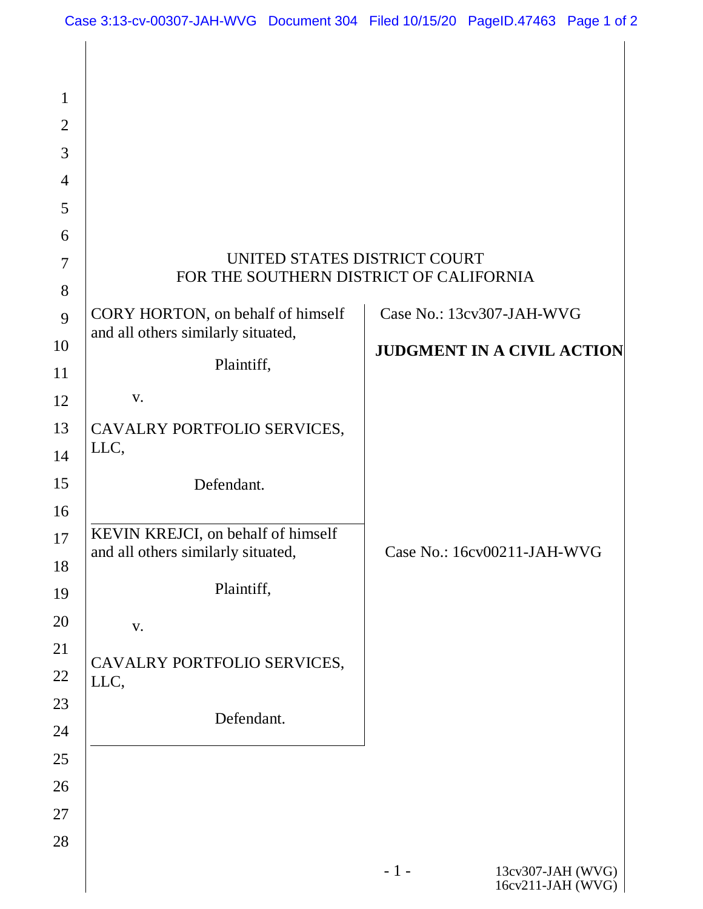UNITED STATES DISTRICT COURT
FOR THE SOUTHERN DISTRICT OF CALIFORNIA

CORY HORTON, on behalf of himself and all others similarly situated,

Plaintiff,

v.

CAVALRY PORTFOLIO SERVICES, LLC,

Defendant.

Case No.: 13cv307-JAH-WVG

**JUDGMENT IN A CIVIL ACTION**

KEVIN KREJCI, on behalf of himself and all others similarly situated,

Plaintiff,

v.

CAVALRY PORTFOLIO SERVICES, LLC,

Defendant.

Case No.: 16cv00211-JAH-WVG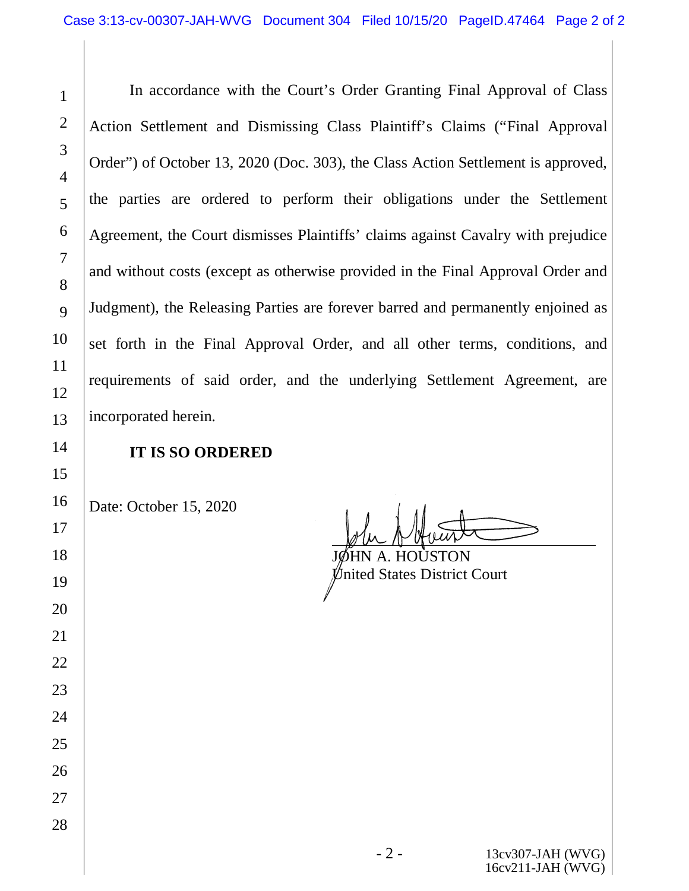In accordance with the Court's Order Granting Final Approval of Class Action Settlement and Dismissing Class Plaintiff's Claims ("Final Approval Order") of October 13, 2020 (Doc. 303), the Class Action Settlement is approved, the parties are ordered to perform their obligations under the Settlement Agreement, the Court dismisses Plaintiffs' claims against Cavalry with prejudice and without costs (except as otherwise provided in the Final Approval Order and Judgment), the Releasing Parties are forever barred and permanently enjoined as set forth in the Final Approval Order, and all other terms, conditions, and requirements of said order, and the underlying Settlement Agreement, are incorporated herein.

**IT IS SO ORDERED**

Date: October 15, 2020

JOHN A. HOUSTON
United States District Court

13cv307-JAH (WVG)
16cv211-JAH (WVG)